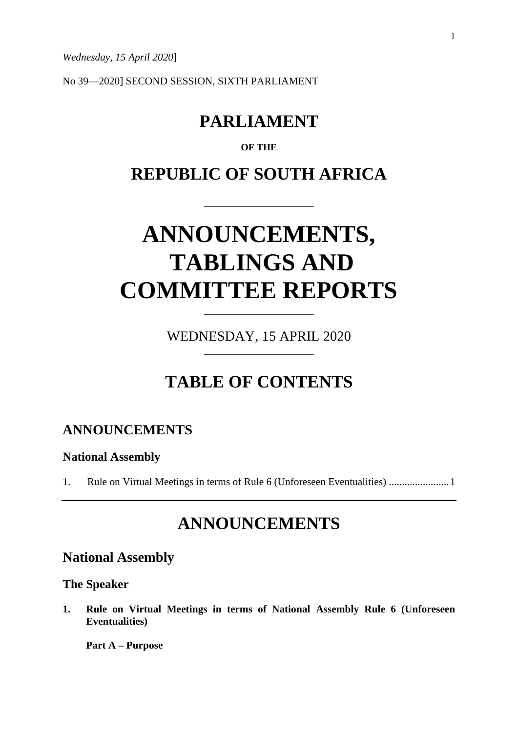*Wednesday, 15 April 2020*]

No 39—2020] SECOND SESSION, SIXTH PARLIAMENT

# PARLIAMENT

**OF THE**

# REPUBLIC OF SOUTH AFRICA

# ANNOUNCEMENTS, TABLINGS AND COMMITTEE REPORTS

WEDNESDAY, 15 APRIL 2020

## TABLE OF CONTENTS

### ANNOUNCEMENTS

#### National Assembly

1. Rule on Virtual Meetings in terms of Rule 6 (Unforeseen Eventualities) ....................... 1

---

## ANNOUNCEMENTS

### National Assembly

#### The Speaker

**1. Rule on Virtual Meetings in terms of National Assembly Rule 6 (Unforeseen Eventualities)**

**Part A – Purpose**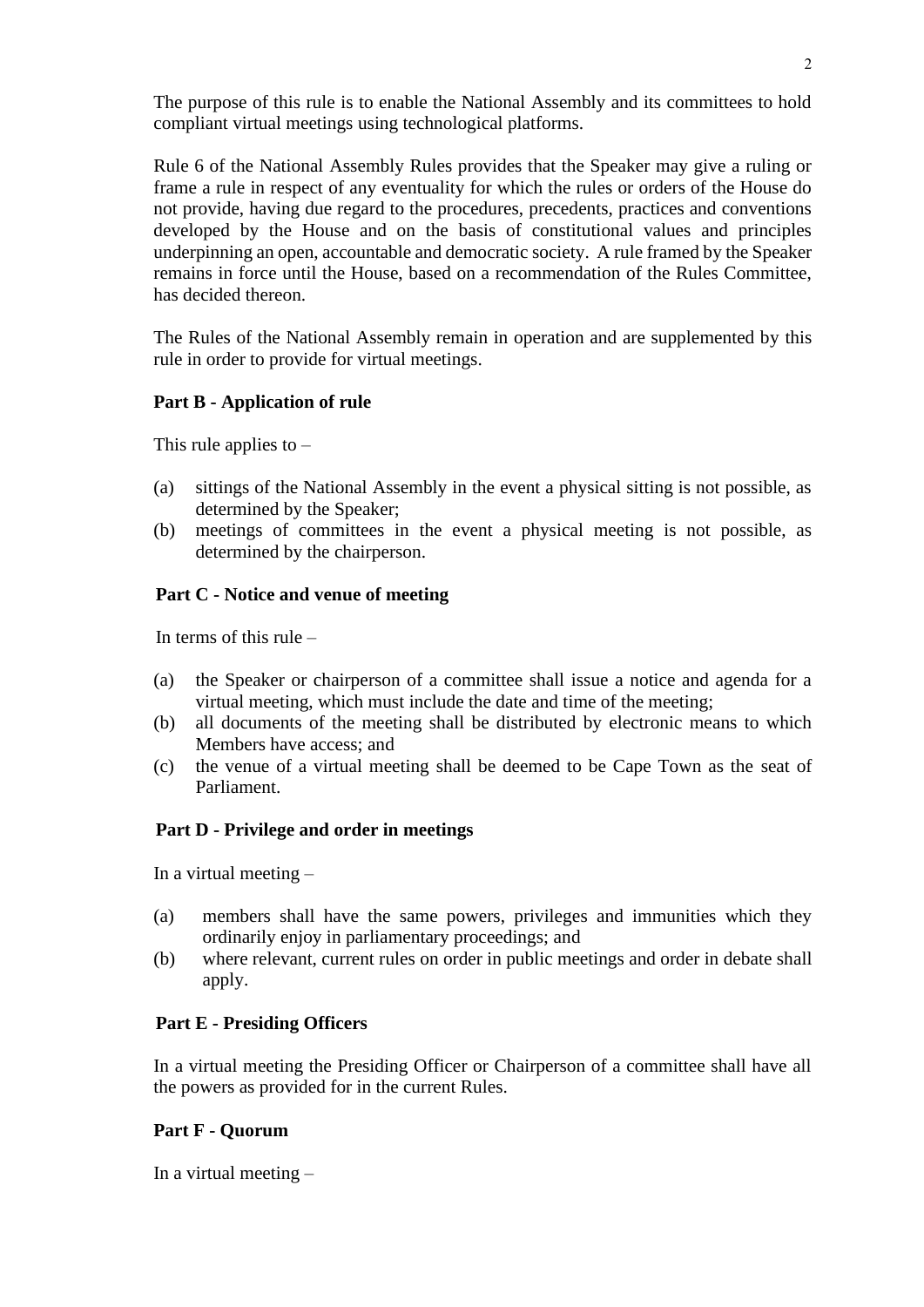The purpose of this rule is to enable the National Assembly and its committees to hold compliant virtual meetings using technological platforms.

Rule 6 of the National Assembly Rules provides that the Speaker may give a ruling or frame a rule in respect of any eventuality for which the rules or orders of the House do not provide, having due regard to the procedures, precedents, practices and conventions developed by the House and on the basis of constitutional values and principles underpinning an open, accountable and democratic society. A rule framed by the Speaker remains in force until the House, based on a recommendation of the Rules Committee, has decided thereon.

The Rules of the National Assembly remain in operation and are supplemented by this rule in order to provide for virtual meetings.

**Part B - Application of rule**

This rule applies to –

(a) sittings of the National Assembly in the event a physical sitting is not possible, as determined by the Speaker;
(b) meetings of committees in the event a physical meeting is not possible, as determined by the chairperson.

**Part C - Notice and venue of meeting**

In terms of this rule –

(a) the Speaker or chairperson of a committee shall issue a notice and agenda for a virtual meeting, which must include the date and time of the meeting;
(b) all documents of the meeting shall be distributed by electronic means to which Members have access; and
(c) the venue of a virtual meeting shall be deemed to be Cape Town as the seat of Parliament.

**Part D - Privilege and order in meetings**

In a virtual meeting –

(a) members shall have the same powers, privileges and immunities which they ordinarily enjoy in parliamentary proceedings; and
(b) where relevant, current rules on order in public meetings and order in debate shall apply.

**Part E - Presiding Officers**

In a virtual meeting the Presiding Officer or Chairperson of a committee shall have all the powers as provided for in the current Rules.

**Part F - Quorum**

In a virtual meeting –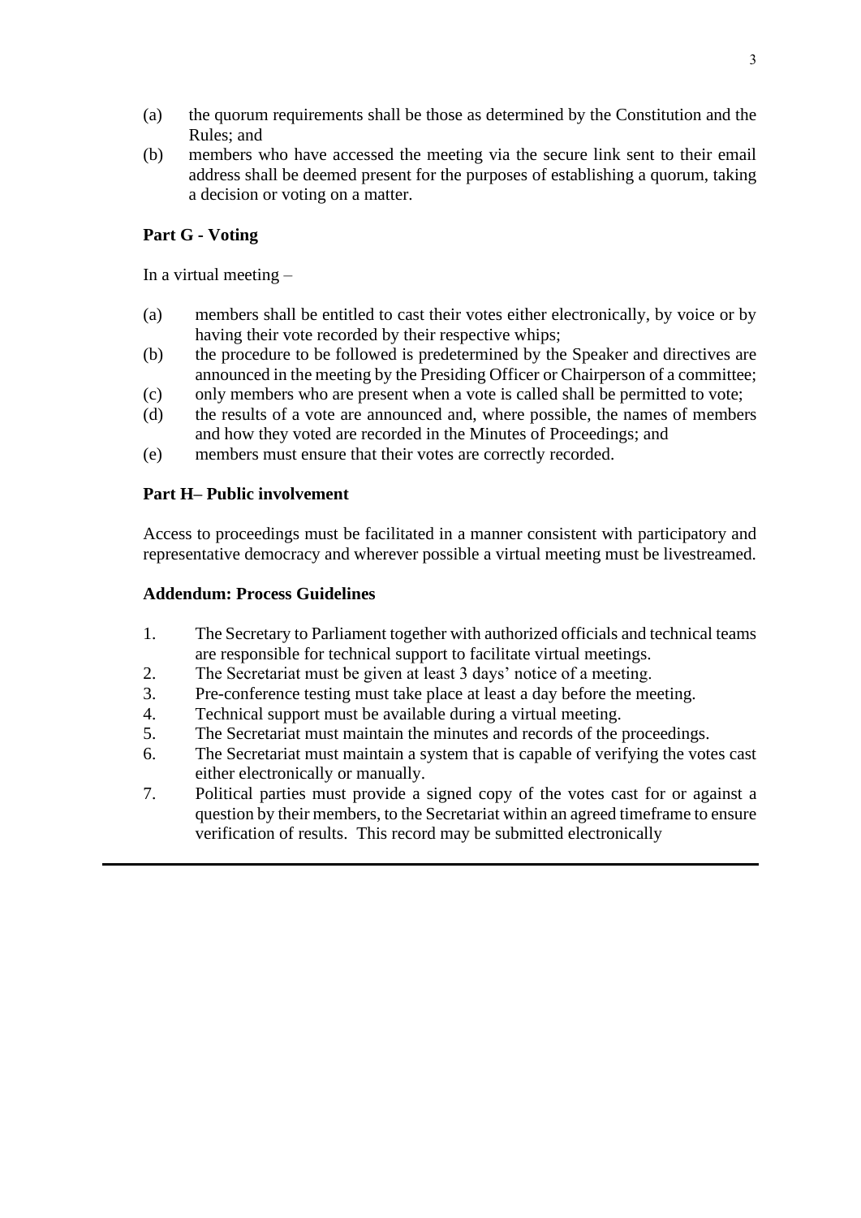(a) the quorum requirements shall be those as determined by the Constitution and the Rules; and
(b) members who have accessed the meeting via the secure link sent to their email address shall be deemed present for the purposes of establishing a quorum, taking a decision or voting on a matter.

**Part G - Voting**

In a virtual meeting –

(a) members shall be entitled to cast their votes either electronically, by voice or by having their vote recorded by their respective whips;
(b) the procedure to be followed is predetermined by the Speaker and directives are announced in the meeting by the Presiding Officer or Chairperson of a committee;
(c) only members who are present when a vote is called shall be permitted to vote;
(d) the results of a vote are announced and, where possible, the names of members and how they voted are recorded in the Minutes of Proceedings; and
(e) members must ensure that their votes are correctly recorded.

**Part H– Public involvement**

Access to proceedings must be facilitated in a manner consistent with participatory and representative democracy and wherever possible a virtual meeting must be livestreamed.

**Addendum: Process Guidelines**

1. The Secretary to Parliament together with authorized officials and technical teams are responsible for technical support to facilitate virtual meetings.
2. The Secretariat must be given at least 3 days' notice of a meeting.
3. Pre-conference testing must take place at least a day before the meeting.
4. Technical support must be available during a virtual meeting.
5. The Secretariat must maintain the minutes and records of the proceedings.
6. The Secretariat must maintain a system that is capable of verifying the votes cast either electronically or manually.
7. Political parties must provide a signed copy of the votes cast for or against a question by their members, to the Secretariat within an agreed timeframe to ensure verification of results. This record may be submitted electronically